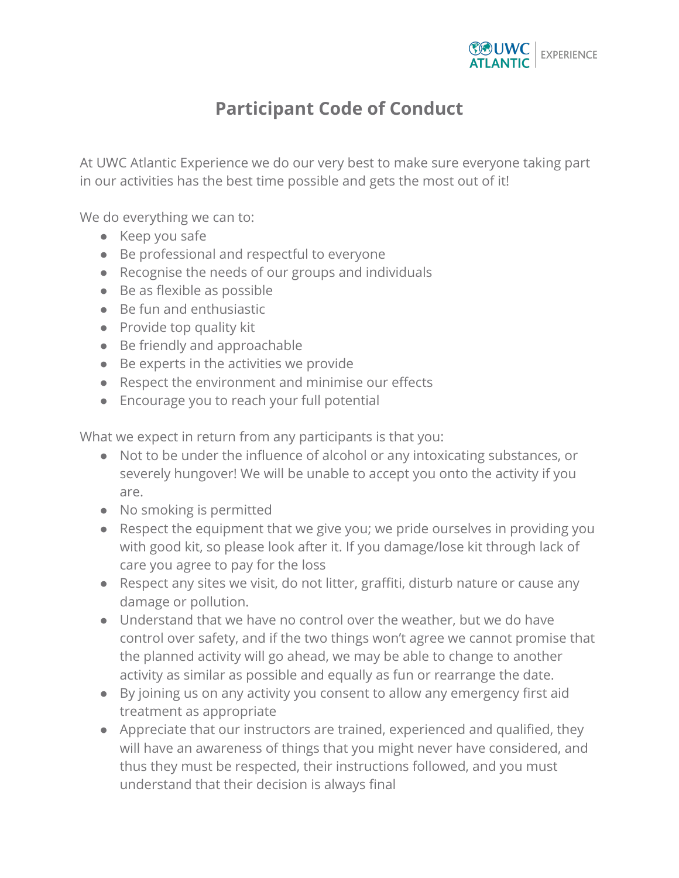# Participant Code of Conduct

At UWC Atlantic Experience we do our very best to make sure everyone taking part in our activities has the best time possible and gets the most out of it!

We do everything we can to:

- Keep you safe
- Be professional and respectful to everyone
- Recognise the needs of our groups and individuals
- Be as flexible as possible
- Be fun and enthusiastic
- Provide top quality kit
- Be friendly and approachable
- Be experts in the activities we provide
- Respect the environment and minimise our effects
- Encourage you to reach your full potential

What we expect in return from any participants is that you:

- Not to be under the influence of alcohol or any intoxicating substances, or severely hungover! We will be unable to accept you onto the activity if you are.
- No smoking is permitted
- Respect the equipment that we give you; we pride ourselves in providing you with good kit, so please look after it. If you damage/lose kit through lack of care you agree to pay for the loss
- Respect any sites we visit, do not litter, graffiti, disturb nature or cause any damage or pollution.
- Understand that we have no control over the weather, but we do have control over safety, and if the two things won't agree we cannot promise that the planned activity will go ahead, we may be able to change to another activity as similar as possible and equally as fun or rearrange the date.
- By joining us on any activity you consent to allow any emergency first aid treatment as appropriate
- Appreciate that our instructors are trained, experienced and qualified, they will have an awareness of things that you might never have considered, and thus they must be respected, their instructions followed, and you must understand that their decision is always final